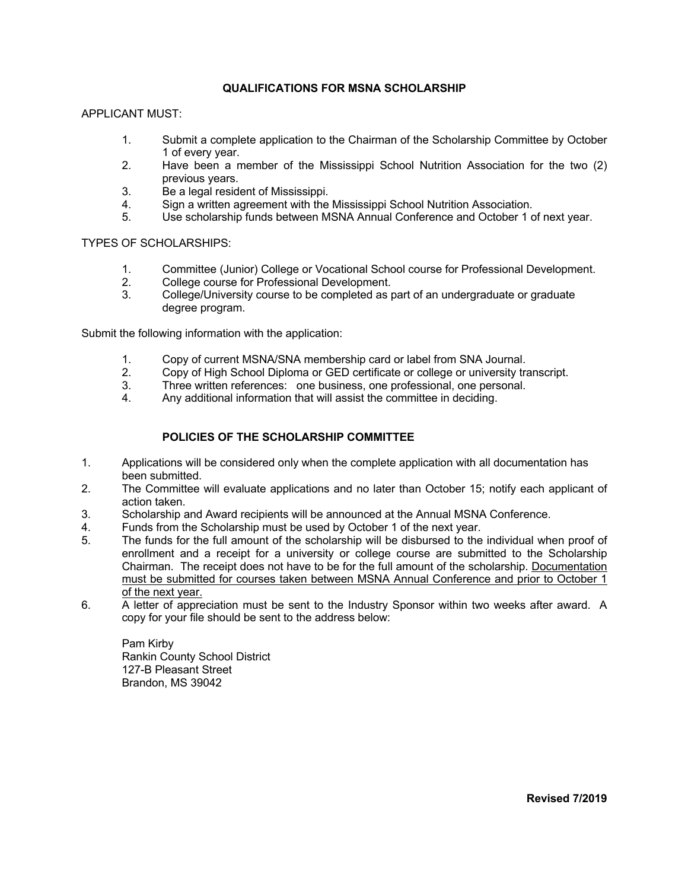## QUALIFICATIONS FOR MSNA SCHOLARSHIP

APPLICANT MUST:

1. Submit a complete application to the Chairman of the Scholarship Committee by October 1 of every year.
2. Have been a member of the Mississippi School Nutrition Association for the two (2) previous years.
3. Be a legal resident of Mississippi.
4. Sign a written agreement with the Mississippi School Nutrition Association.
5. Use scholarship funds between MSNA Annual Conference and October 1 of next year.

TYPES OF SCHOLARSHIPS:

1. Committee (Junior) College or Vocational School course for Professional Development.
2. College course for Professional Development.
3. College/University course to be completed as part of an undergraduate or graduate degree program.

Submit the following information with the application:

1. Copy of current MSNA/SNA membership card or label from SNA Journal.
2. Copy of High School Diploma or GED certificate or college or university transcript.
3. Three written references: one business, one professional, one personal.
4. Any additional information that will assist the committee in deciding.

## POLICIES OF THE SCHOLARSHIP COMMITTEE

1. Applications will be considered only when the complete application with all documentation has been submitted.
2. The Committee will evaluate applications and no later than October 15; notify each applicant of action taken.
3. Scholarship and Award recipients will be announced at the Annual MSNA Conference.
4. Funds from the Scholarship must be used by October 1 of the next year.
5. The funds for the full amount of the scholarship will be disbursed to the individual when proof of enrollment and a receipt for a university or college course are submitted to the Scholarship Chairman. The receipt does not have to be for the full amount of the scholarship. Documentation must be submitted for courses taken between MSNA Annual Conference and prior to October 1 of the next year.
6. A letter of appreciation must be sent to the Industry Sponsor within two weeks after award. A copy for your file should be sent to the address below:

   Pam Kirby
   Rankin County School District
   127-B Pleasant Street
   Brandon, MS 39042

**Revised 7/2019**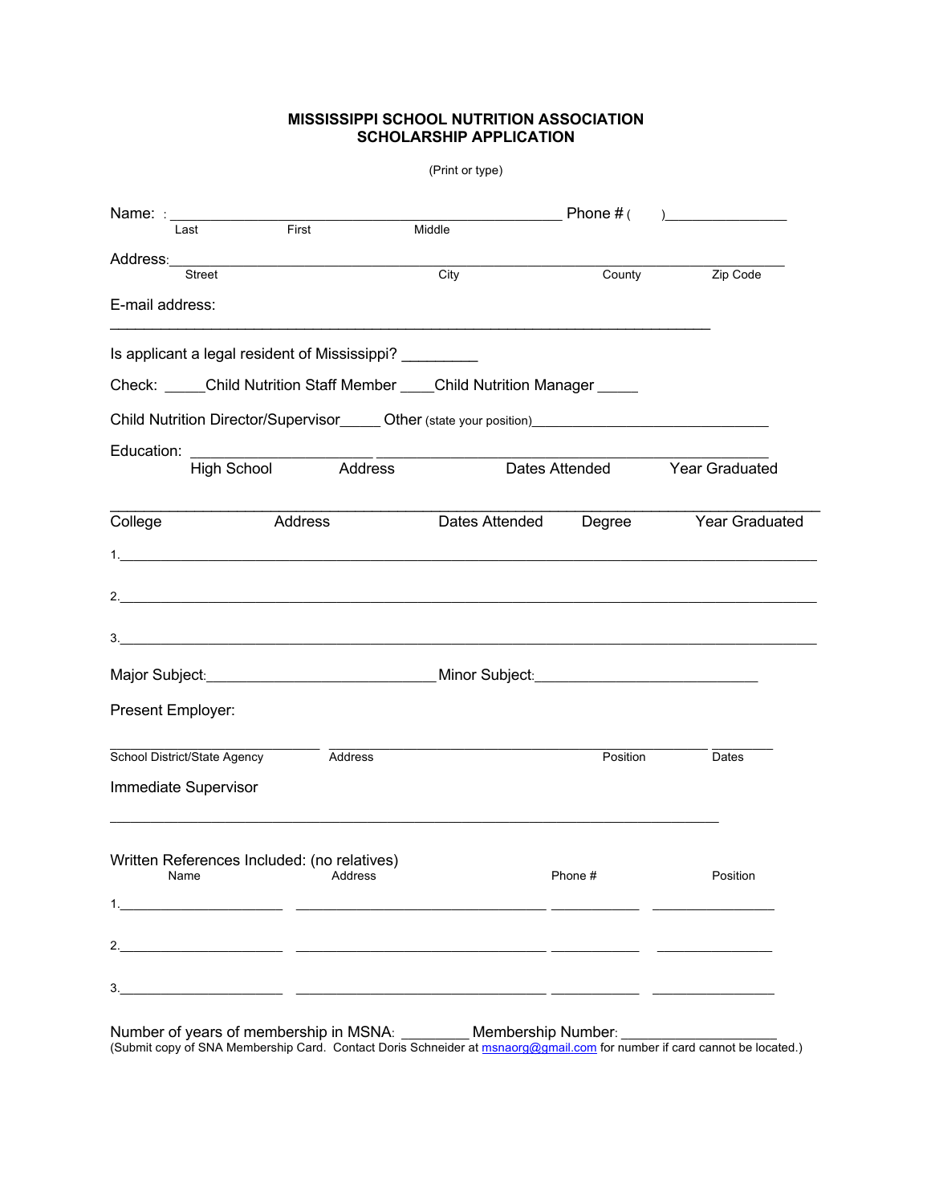# MISSISSIPPI SCHOOL NUTRITION ASSOCIATION
# SCHOLARSHIP APPLICATION

(Print or type)

Name: : ______________________________________________ Phone # (     )_______________

Last          First          Middle

Address:____________________________________________________________________________

Street          City          County          Zip Code

E-mail address:

______________________________________________________________________

Is applicant a legal resident of Mississippi? _________

Check: _____Child Nutrition Staff Member ____Child Nutrition Manager _____

Child Nutrition Director/Supervisor_____ Other (state your position)____________________________

Education: ____________________ ____________________________________________

High School          Address          Dates Attended          Year Graduated

______________________________________________________________________________

College          Address          Dates Attended          Degree          Year Graduated

1.______________________________________________________________________________

2.______________________________________________________________________________

3.______________________________________________________________________________

Major Subject:___________________________Minor Subject:__________________________

Present Employer:

________________________ ______________________________________________ _______

School District/State Agency          Address          Position          Dates

Immediate Supervisor

______________________________________________________________________

Written References Included: (no relatives)

| Name | Address | Phone # | Position |
|---|---|---|---|
| 1.____________________ | ______________________________ | ___________ | ______________ |
| 2.____________________ | ______________________________ | ___________ | ______________ |
| 3.____________________ | ______________________________ | ___________ | ______________ |

Number of years of membership in MSNA: ________ Membership Number: __________________

(Submit copy of SNA Membership Card. Contact Doris Schneider at msnaorg@gmail.com for number if card cannot be located.)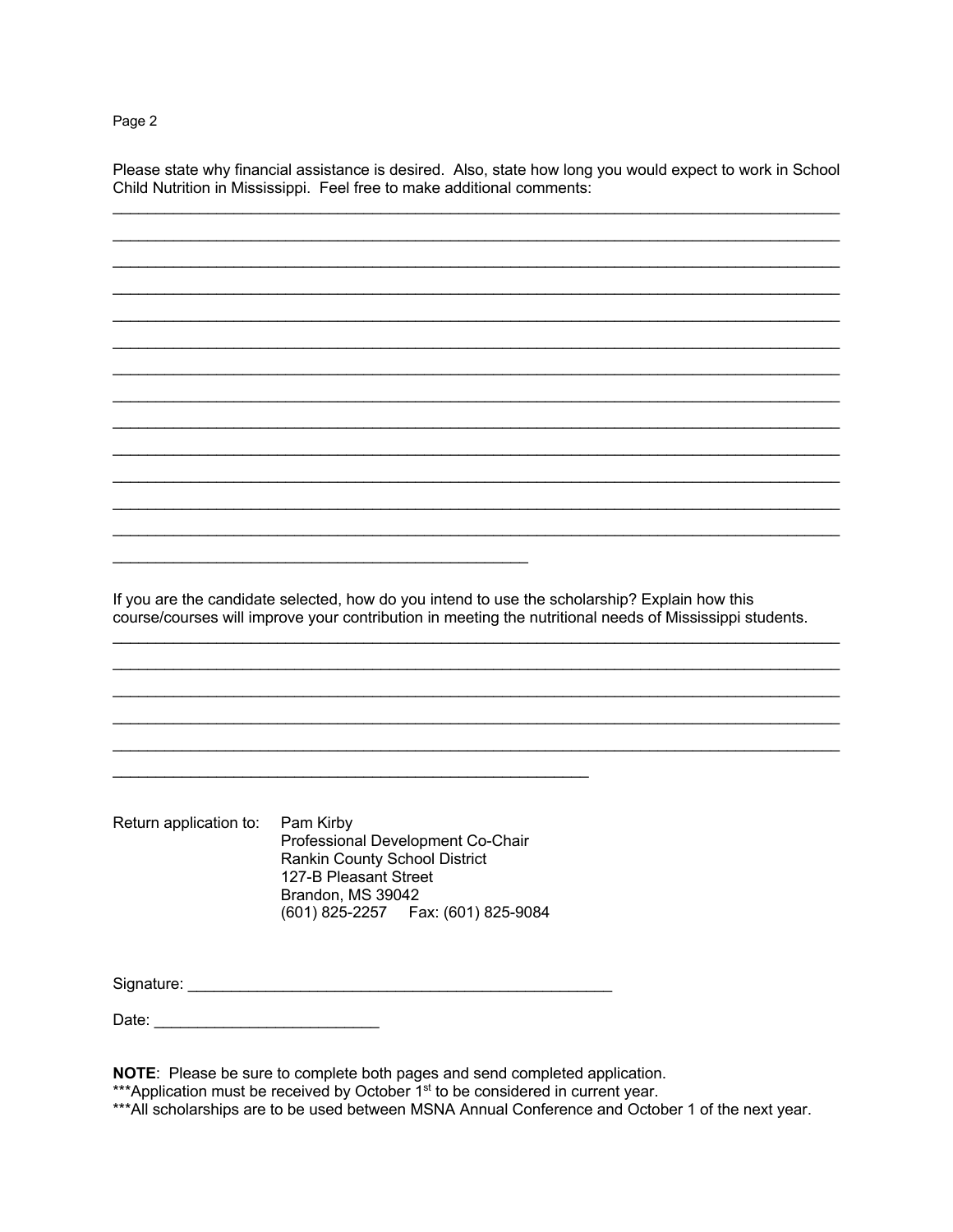Please state why financial assistance is desired. Also, state how long you would expect to work in School Child Nutrition in Mississippi. Feel free to make additional comments:

______________________________________________________________________________
______________________________________________________________________________
______________________________________________________________________________
______________________________________________________________________________
______________________________________________________________________________
______________________________________________________________________________
______________________________________________________________________________
______________________________________________________________________________
______________________________________________________________________________
______________________________________________________________________________
______________________________________________________________________________
______________________________________________________________________________
______________________________________________________________________________
____________________________________________

If you are the candidate selected, how do you intend to use the scholarship? Explain how this course/courses will improve your contribution in meeting the nutritional needs of Mississippi students.

______________________________________________________________________________
______________________________________________________________________________
______________________________________________________________________________
______________________________________________________________________________
______________________________________________________________________________
___________________________________________________

Return application to: Pam Kirby
Professional Development Co-Chair
Rankin County School District
127-B Pleasant Street
Brandon, MS 39042
(601) 825-2257 Fax: (601) 825-9084

Signature: _____________________________________________

Date: ________________________

**NOTE**: Please be sure to complete both pages and send completed application.
***Application must be received by October 1st to be considered in current year.
***All scholarships are to be used between MSNA Annual Conference and October 1 of the next year.